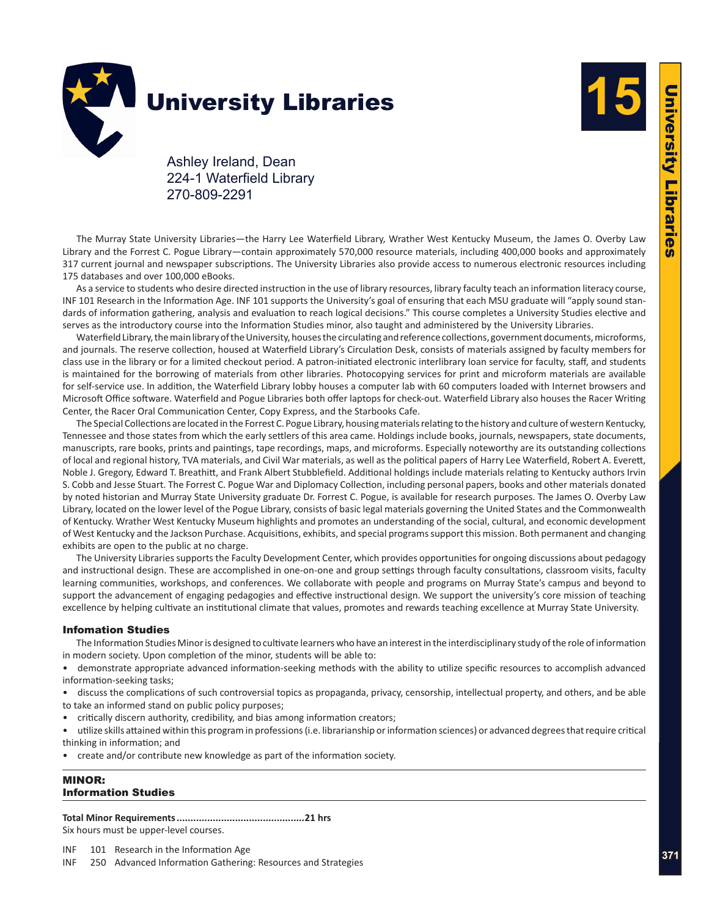# University Libraries

Ashley Ireland, Dean
224-1 Waterfield Library
270-809-2291

The Murray State University Libraries—the Harry Lee Waterfield Library, Wrather West Kentucky Museum, the James O. Overby Law Library and the Forrest C. Pogue Library—contain approximately 570,000 resource materials, including 400,000 books and approximately 317 current journal and newspaper subscriptions. The University Libraries also provide access to numerous electronic resources including 175 databases and over 100,000 eBooks.

As a service to students who desire directed instruction in the use of library resources, library faculty teach an information literacy course, INF 101 Research in the Information Age. INF 101 supports the University's goal of ensuring that each MSU graduate will "apply sound standards of information gathering, analysis and evaluation to reach logical decisions." This course completes a University Studies elective and serves as the introductory course into the Information Studies minor, also taught and administered by the University Libraries.

Waterfield Library, the main library of the University, houses the circulating and reference collections, government documents, microforms, and journals. The reserve collection, housed at Waterfield Library's Circulation Desk, consists of materials assigned by faculty members for class use in the library or for a limited checkout period. A patron-initiated electronic interlibrary loan service for faculty, staff, and students is maintained for the borrowing of materials from other libraries. Photocopying services for print and microform materials are available for self-service use. In addition, the Waterfield Library lobby houses a computer lab with 60 computers loaded with Internet browsers and Microsoft Office software. Waterfield and Pogue Libraries both offer laptops for check-out. Waterfield Library also houses the Racer Writing Center, the Racer Oral Communication Center, Copy Express, and the Starbooks Cafe.

The Special Collections are located in the Forrest C. Pogue Library, housing materials relating to the history and culture of western Kentucky, Tennessee and those states from which the early settlers of this area came. Holdings include books, journals, newspapers, state documents, manuscripts, rare books, prints and paintings, tape recordings, maps, and microforms. Especially noteworthy are its outstanding collections of local and regional history, TVA materials, and Civil War materials, as well as the political papers of Harry Lee Waterfield, Robert A. Everett, Noble J. Gregory, Edward T. Breathitt, and Frank Albert Stubblefield. Additional holdings include materials relating to Kentucky authors Irvin S. Cobb and Jesse Stuart. The Forrest C. Pogue War and Diplomacy Collection, including personal papers, books and other materials donated by noted historian and Murray State University graduate Dr. Forrest C. Pogue, is available for research purposes. The James O. Overby Law Library, located on the lower level of the Pogue Library, consists of basic legal materials governing the United States and the Commonwealth of Kentucky. Wrather West Kentucky Museum highlights and promotes an understanding of the social, cultural, and economic development of West Kentucky and the Jackson Purchase. Acquisitions, exhibits, and special programs support this mission. Both permanent and changing exhibits are open to the public at no charge.

The University Libraries supports the Faculty Development Center, which provides opportunities for ongoing discussions about pedagogy and instructional design. These are accomplished in one-on-one and group settings through faculty consultations, classroom visits, faculty learning communities, workshops, and conferences. We collaborate with people and programs on Murray State's campus and beyond to support the advancement of engaging pedagogies and effective instructional design. We support the university's core mission of teaching excellence by helping cultivate an institutional climate that values, promotes and rewards teaching excellence at Murray State University.

### Infomation Studies

The Information Studies Minor is designed to cultivate learners who have an interest in the interdisciplinary study of the role of information in modern society. Upon completion of the minor, students will be able to:

- demonstrate appropriate advanced information-seeking methods with the ability to utilize specific resources to accomplish advanced information-seeking tasks;
- discuss the complications of such controversial topics as propaganda, privacy, censorship, intellectual property, and others, and be able to take an informed stand on public policy purposes;
- critically discern authority, credibility, and bias among information creators;
- utilize skills attained within this program in professions (i.e. librarianship or information sciences) or advanced degrees that require critical thinking in information; and
- create and/or contribute new knowledge as part of the information society.

### MINOR: Information Studies

**Total Minor Requirements..............................................21 hrs**
Six hours must be upper-level courses.

INF 101 Research in the Information Age
INF 250 Advanced Information Gathering: Resources and Strategies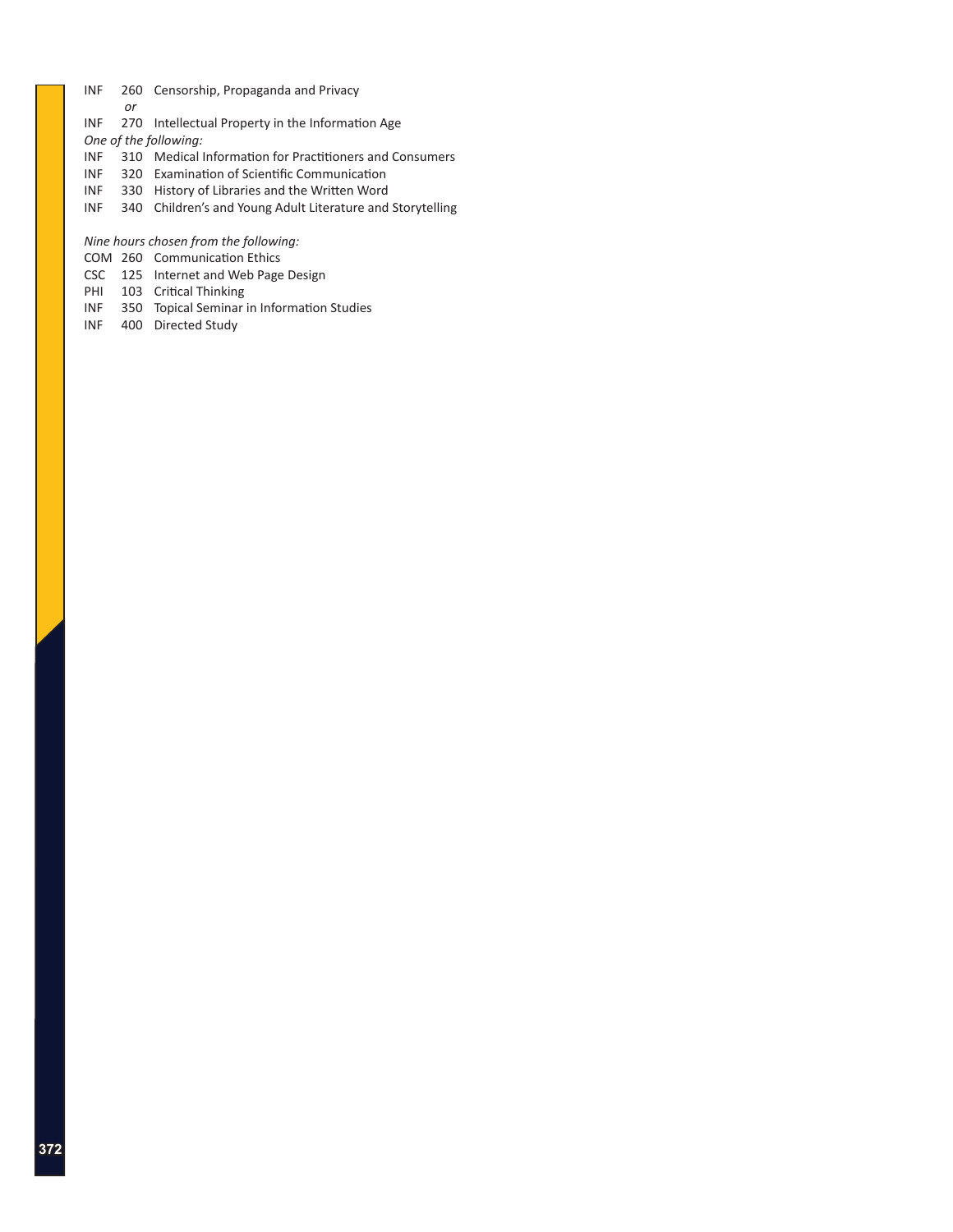INF 260 Censorship, Propaganda and Privacy

*or*

INF 270 Intellectual Property in the Information Age

*One of the following:*

INF 310 Medical Information for Practitioners and Consumers
INF 320 Examination of Scientific Communication
INF 330 History of Libraries and the Written Word
INF 340 Children's and Young Adult Literature and Storytelling

*Nine hours chosen from the following:*

COM 260 Communication Ethics
CSC 125 Internet and Web Page Design
PHI 103 Critical Thinking
INF 350 Topical Seminar in Information Studies
INF 400 Directed Study